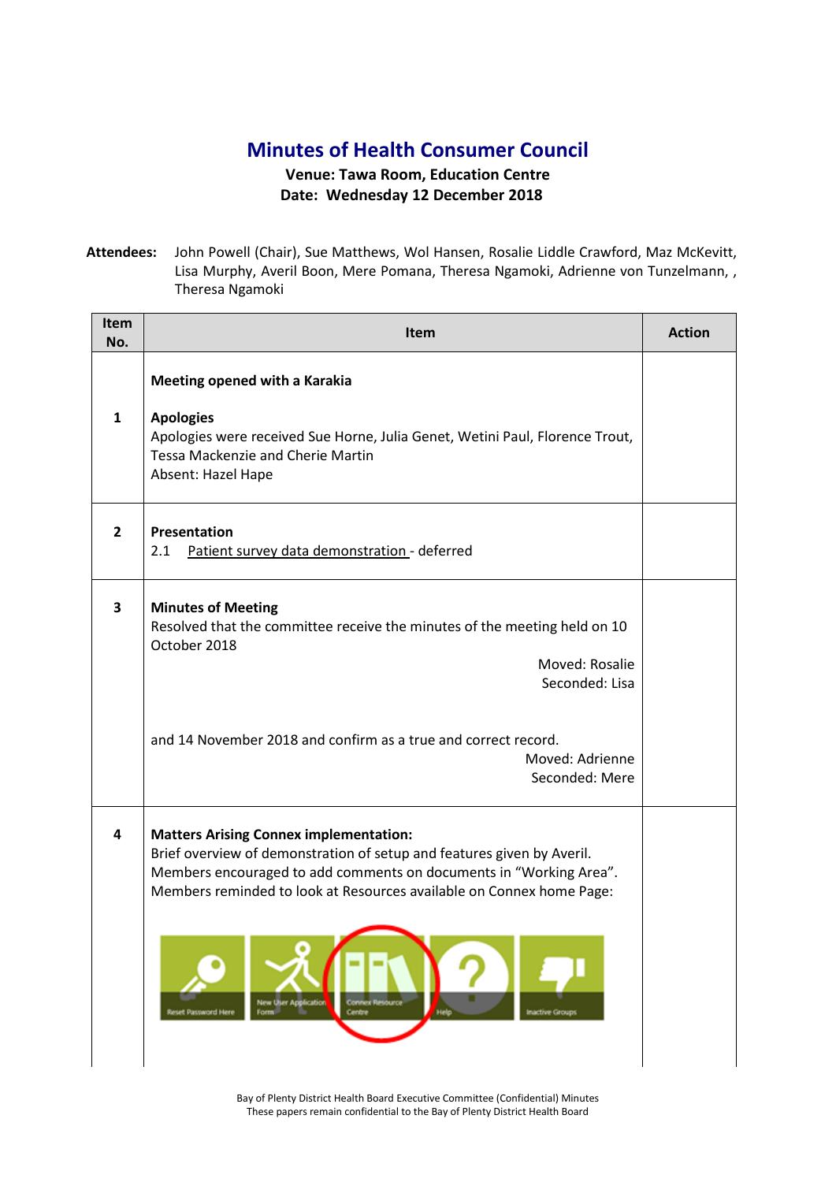# Minutes of Health Consumer Council

**Venue: Tawa Room, Education Centre**
**Date: Wednesday 12 December 2018**

**Attendees:** John Powell (Chair), Sue Matthews, Wol Hansen, Rosalie Liddle Crawford, Maz McKevitt, Lisa Murphy, Averil Boon, Mere Pomana, Theresa Ngamoki, Adrienne von Tunzelmann, , Theresa Ngamoki

| Item No. | Item | Action |
|---|---|---|
| 1 | **Meeting opened with a Karakia**<br><br>**Apologies**<br>Apologies were received Sue Horne, Julia Genet, Wetini Paul, Florence Trout, Tessa Mackenzie and Cherie Martin<br>Absent: Hazel Hape | |
| 2 | **Presentation**<br>2.1 Patient survey data demonstration - deferred | |
| 3 | **Minutes of Meeting**<br>Resolved that the committee receive the minutes of the meeting held on 10 October 2018<br>Moved: Rosalie<br>Seconded: Lisa<br><br>and 14 November 2018 and confirm as a true and correct record.<br>Moved: Adrienne<br>Seconded: Mere | |
| 4 | **Matters Arising Connex implementation:**<br>Brief overview of demonstration of setup and features given by Averil.<br>Members encouraged to add comments on documents in "Working Area".<br>Members reminded to look at Resources available on Connex home Page:<br><br>Reset Password Here / New User Application Form / Connex Resource Centre / Help / Inactive Groups | |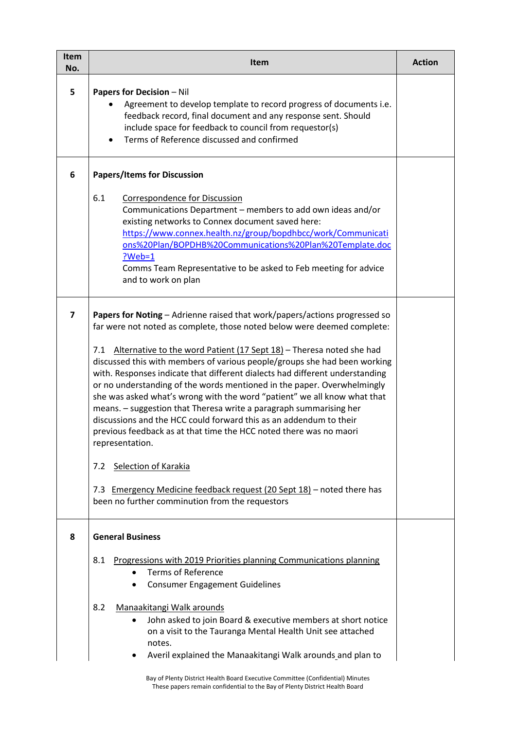| Item No. | Item | Action |
|---|---|---|
| **5** | **Papers for Decision** – Nil<br>• Agreement to develop template to record progress of documents i.e. feedback record, final document and any response sent. Should include space for feedback to council from requestor(s)<br>• Terms of Reference discussed and confirmed | |
| **6** | **Papers/Items for Discussion**<br><br>6.1 Correspondence for Discussion<br>Communications Department – members to add own ideas and/or existing networks to Connex document saved here: [https://www.connex.health.nz/group/bopdhbcc/work/Communications%20Plan/BOPDHB%20Communications%20Plan%20Template.doc?Web=1](https://www.connex.health.nz/group/bopdhbcc/work/Communications%20Plan/BOPDHB%20Communications%20Plan%20Template.doc?Web=1)<br>Comms Team Representative to be asked to Feb meeting for advice and to work on plan | |
| **7** | **Papers for Noting** – Adrienne raised that work/papers/actions progressed so far were not noted as complete, those noted below were deemed complete:<br><br>7.1 Alternative to the word Patient (17 Sept 18) – Theresa noted she had discussed this with members of various people/groups she had been working with. Responses indicate that different dialects had different understanding or no understanding of the words mentioned in the paper. Overwhelmingly she was asked what's wrong with the word "patient" we all know what that means. – suggestion that Theresa write a paragraph summarising her discussions and the HCC could forward this as an addendum to their previous feedback as at that time the HCC noted there was no maori representation.<br><br>7.2 Selection of Karakia<br><br>7.3 Emergency Medicine feedback request (20 Sept 18) – noted there has been no further comminution from the requestors | |
| **8** | **General Business**<br><br>8.1 Progressions with 2019 Priorities planning Communications planning<br>• Terms of Reference<br>• Consumer Engagement Guidelines<br><br>8.2 Manaakitangi Walk arounds<br>• John asked to join Board & executive members at short notice on a visit to the Tauranga Mental Health Unit see attached notes.<br>• Averil explained the Manaakitangi Walk arounds and plan to | |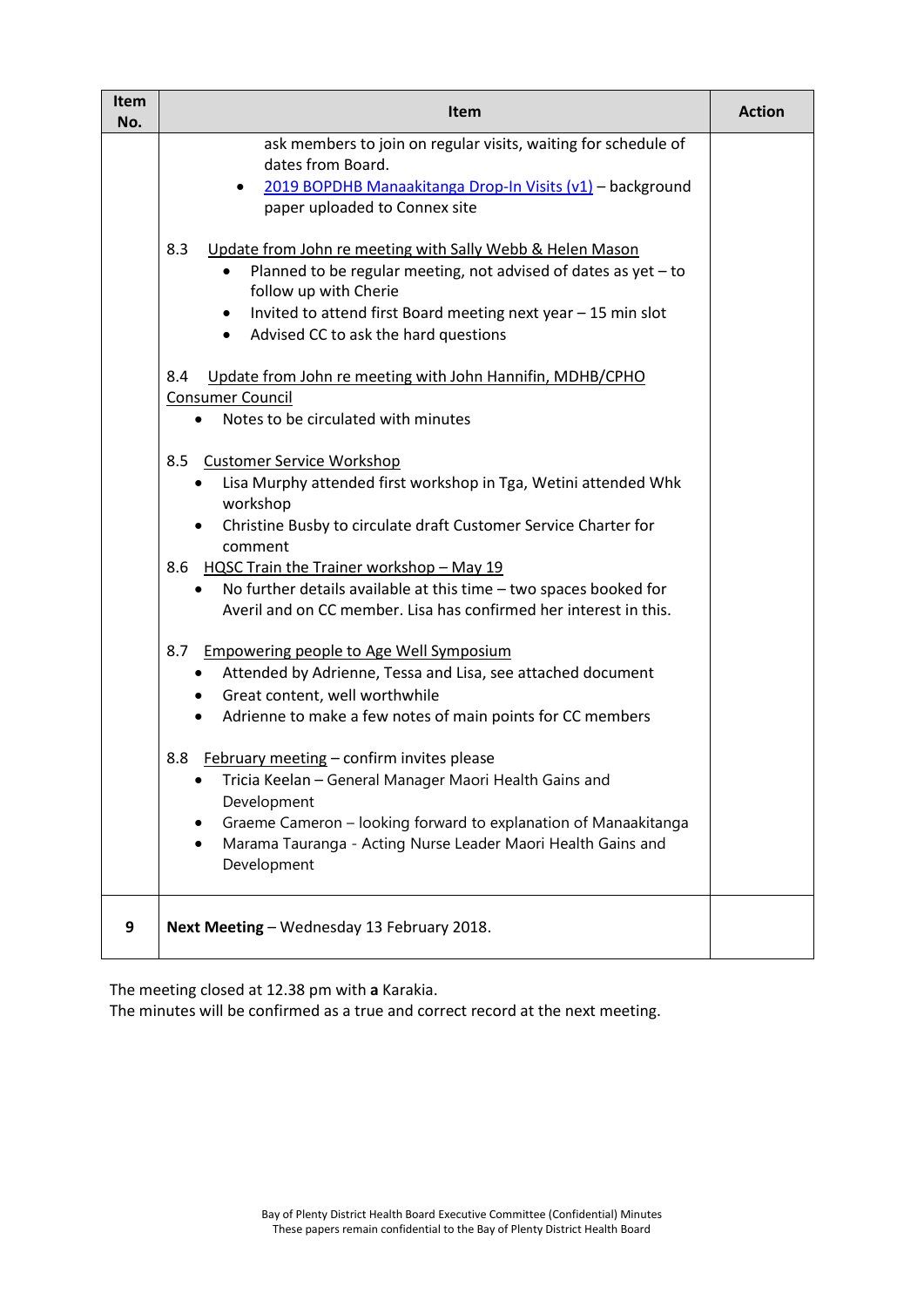| Item No. | Item | Action |
|---|---|---|
| | ask members to join on regular visits, waiting for schedule of dates from Board.<br>• 2019 BOPDHB Manaakitanga Drop-In Visits (v1) – background paper uploaded to Connex site<br><br>8.3 Update from John re meeting with Sally Webb & Helen Mason<br>• Planned to be regular meeting, not advised of dates as yet – to follow up with Cherie<br>• Invited to attend first Board meeting next year – 15 min slot<br>• Advised CC to ask the hard questions<br><br>8.4 Update from John re meeting with John Hannifin, MDHB/CPHO Consumer Council<br>• Notes to be circulated with minutes<br><br>8.5 Customer Service Workshop<br>• Lisa Murphy attended first workshop in Tga, Wetini attended Whk workshop<br>• Christine Busby to circulate draft Customer Service Charter for comment<br>8.6 HQSC Train the Trainer workshop – May 19<br>• No further details available at this time – two spaces booked for Averil and on CC member. Lisa has confirmed her interest in this.<br><br>8.7 Empowering people to Age Well Symposium<br>• Attended by Adrienne, Tessa and Lisa, see attached document<br>• Great content, well worthwhile<br>• Adrienne to make a few notes of main points for CC members<br><br>8.8 February meeting – confirm invites please<br>• Tricia Keelan – General Manager Maori Health Gains and Development<br>• Graeme Cameron – looking forward to explanation of Manaakitanga<br>• Marama Tauranga - Acting Nurse Leader Maori Health Gains and Development | |
| 9 | **Next Meeting** – Wednesday 13 February 2018. | |

The meeting closed at 12.38 pm with **a** Karakia.
The minutes will be confirmed as a true and correct record at the next meeting.